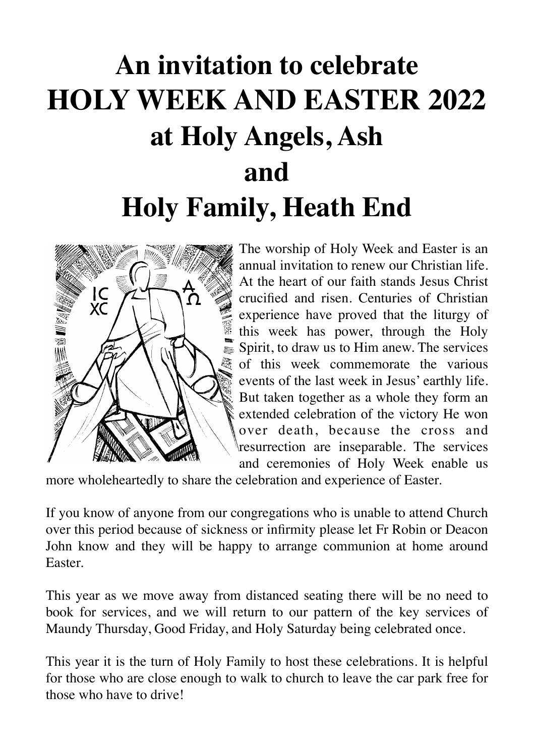# An invitation to celebrate HOLY WEEK AND EASTER 2022 at Holy Angels, Ash and Holy Family, Heath End

The worship of Holy Week and Easter is an annual invitation to renew our Christian life. At the heart of our faith stands Jesus Christ crucified and risen. Centuries of Christian experience have proved that the liturgy of this week has power, through the Holy Spirit, to draw us to Him anew. The services of this week commemorate the various events of the last week in Jesus' earthly life. But taken together as a whole they form an extended celebration of the victory He won over death, because the cross and resurrection are inseparable. The services and ceremonies of Holy Week enable us more wholeheartedly to share the celebration and experience of Easter.

If you know of anyone from our congregations who is unable to attend Church over this period because of sickness or infirmity please let Fr Robin or Deacon John know and they will be happy to arrange communion at home around Easter.

This year as we move away from distanced seating there will be no need to book for services, and we will return to our pattern of the key services of Maundy Thursday, Good Friday, and Holy Saturday being celebrated once.

This year it is the turn of Holy Family to host these celebrations. It is helpful for those who are close enough to walk to church to leave the car park free for those who have to drive!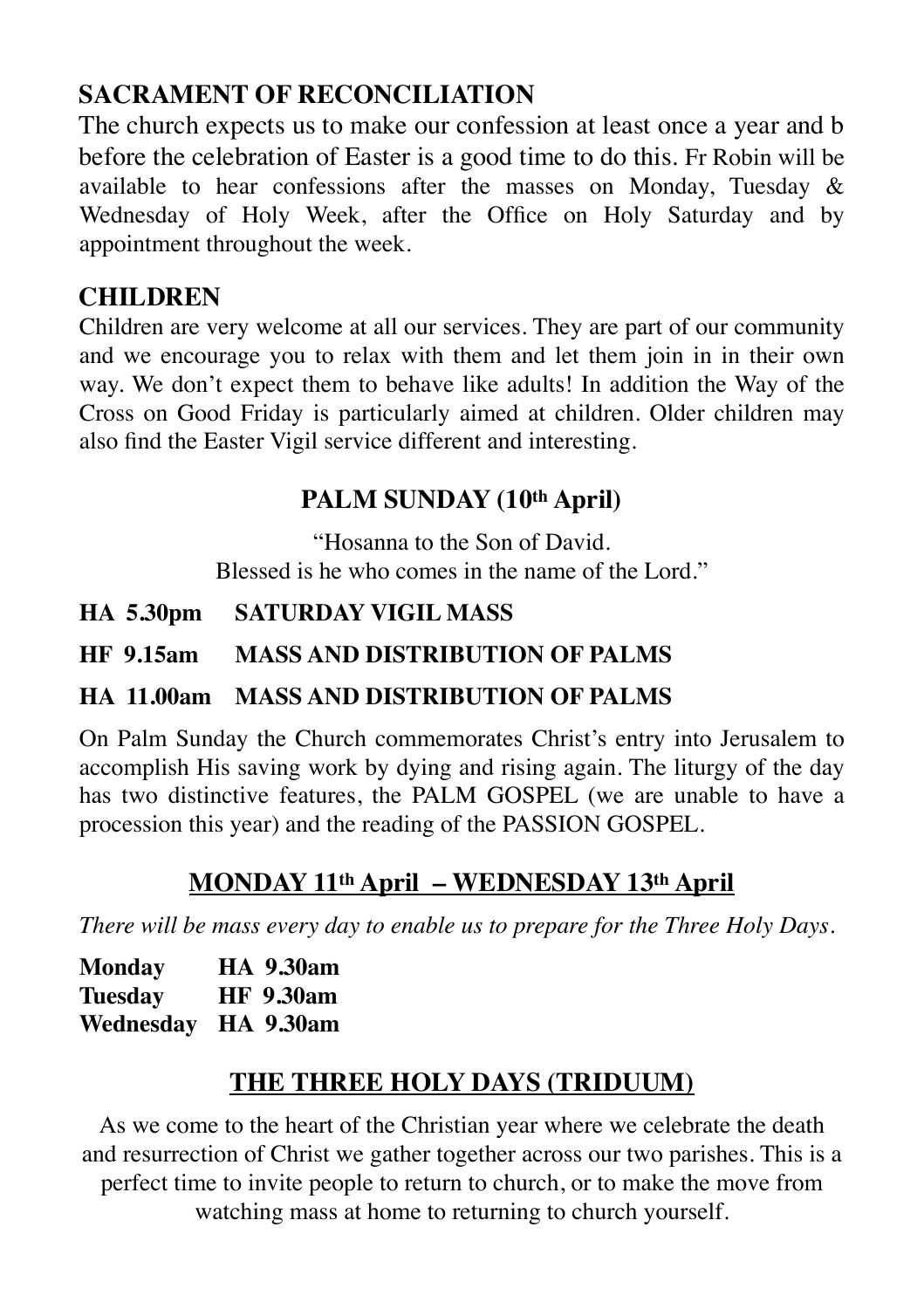## SACRAMENT OF RECONCILIATION

The church expects us to make our confession at least once a year and b before the celebration of Easter is a good time to do this. Fr Robin will be available to hear confessions after the masses on Monday, Tuesday & Wednesday of Holy Week, after the Office on Holy Saturday and by appointment throughout the week.

## CHILDREN

Children are very welcome at all our services. They are part of our community and we encourage you to relax with them and let them join in in their own way. We don't expect them to behave like adults! In addition the Way of the Cross on Good Friday is particularly aimed at children. Older children may also find the Easter Vigil service different and interesting.

## PALM SUNDAY (10th April)

"Hosanna to the Son of David.
Blessed is he who comes in the name of the Lord."

**HA 5.30pm SATURDAY VIGIL MASS**

**HF 9.15am MASS AND DISTRIBUTION OF PALMS**

**HA 11.00am MASS AND DISTRIBUTION OF PALMS**

On Palm Sunday the Church commemorates Christ's entry into Jerusalem to accomplish His saving work by dying and rising again. The liturgy of the day has two distinctive features, the PALM GOSPEL (we are unable to have a procession this year) and the reading of the PASSION GOSPEL.

## MONDAY 11th April – WEDNESDAY 13th April

*There will be mass every day to enable us to prepare for the Three Holy Days.*

**Monday** **HA 9.30am**
**Tuesday** **HF 9.30am**
**Wednesday** **HA 9.30am**

## THE THREE HOLY DAYS (TRIDUUM)

As we come to the heart of the Christian year where we celebrate the death and resurrection of Christ we gather together across our two parishes. This is a perfect time to invite people to return to church, or to make the move from watching mass at home to returning to church yourself.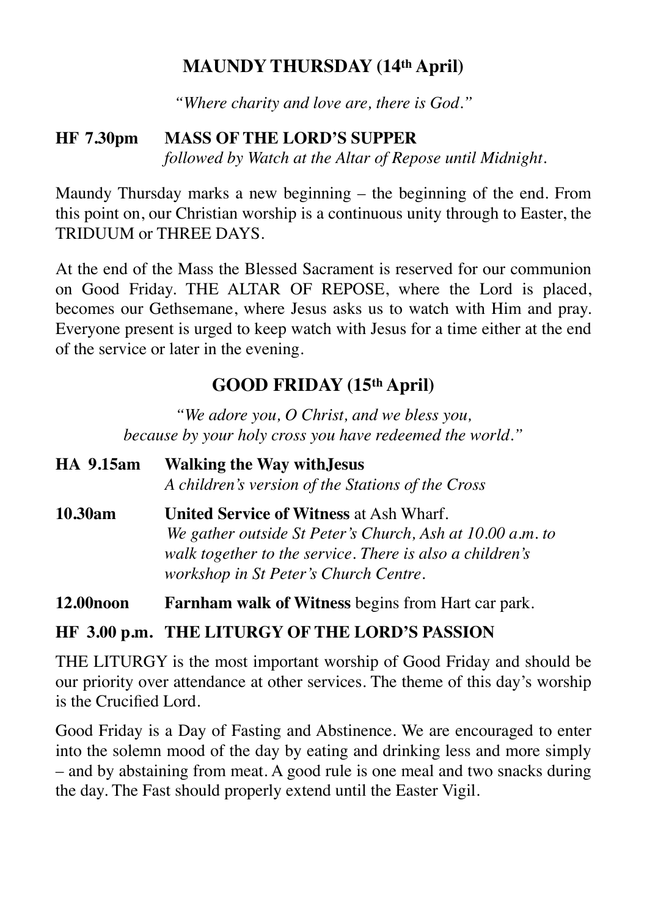## MAUNDY THURSDAY (14th April)

*"Where charity and love are, there is God."*

**HF 7.30pm MASS OF THE LORD'S SUPPER**
*followed by Watch at the Altar of Repose until Midnight.*

Maundy Thursday marks a new beginning – the beginning of the end. From this point on, our Christian worship is a continuous unity through to Easter, the TRIDUUM or THREE DAYS.

At the end of the Mass the Blessed Sacrament is reserved for our communion on Good Friday. THE ALTAR OF REPOSE, where the Lord is placed, becomes our Gethsemane, where Jesus asks us to watch with Him and pray. Everyone present is urged to keep watch with Jesus for a time either at the end of the service or later in the evening.

## GOOD FRIDAY (15th April)

*"We adore you, O Christ, and we bless you,*
*because by your holy cross you have redeemed the world."*

**HA 9.15am Walking the Way withJesus**
*A children's version of the Stations of the Cross*

**10.30am United Service of Witness** at Ash Wharf.
*We gather outside St Peter's Church, Ash at 10.00 a.m. to walk together to the service. There is also a children's workshop in St Peter's Church Centre.*

**12.00noon Farnham walk of Witness** begins from Hart car park.

**HF 3.00 p.m. THE LITURGY OF THE LORD'S PASSION**

THE LITURGY is the most important worship of Good Friday and should be our priority over attendance at other services. The theme of this day's worship is the Crucified Lord.

Good Friday is a Day of Fasting and Abstinence. We are encouraged to enter into the solemn mood of the day by eating and drinking less and more simply – and by abstaining from meat. A good rule is one meal and two snacks during the day. The Fast should properly extend until the Easter Vigil.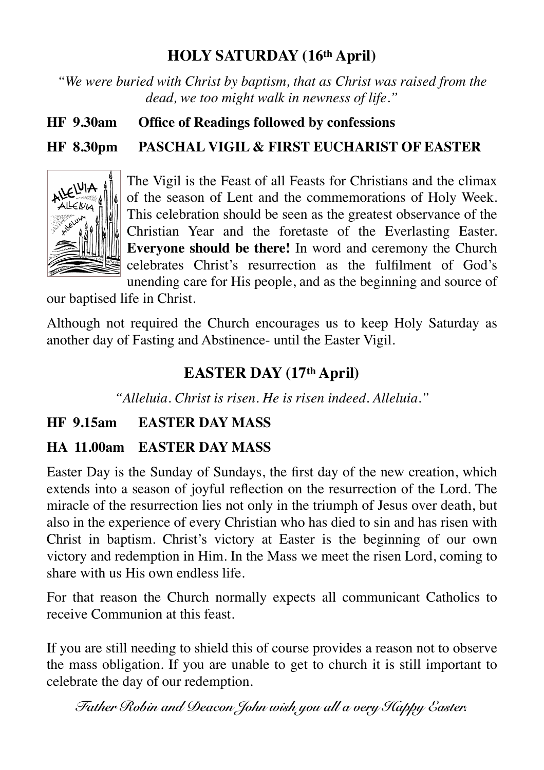## HOLY SATURDAY (16th April)

*"We were buried with Christ by baptism, that as Christ was raised from the dead, we too might walk in newness of life."*

**HF 9.30am Office of Readings followed by confessions**

**HF 8.30pm PASCHAL VIGIL & FIRST EUCHARIST OF EASTER**

The Vigil is the Feast of all Feasts for Christians and the climax of the season of Lent and the commemorations of Holy Week. This celebration should be seen as the greatest observance of the Christian Year and the foretaste of the Everlasting Easter. **Everyone should be there!** In word and ceremony the Church celebrates Christ's resurrection as the fulfilment of God's unending care for His people, and as the beginning and source of our baptised life in Christ.

Although not required the Church encourages us to keep Holy Saturday as another day of Fasting and Abstinence- until the Easter Vigil.

## EASTER DAY (17th April)

*"Alleluia. Christ is risen. He is risen indeed. Alleluia."*

**HF 9.15am EASTER DAY MASS**

**HA 11.00am EASTER DAY MASS**

Easter Day is the Sunday of Sundays, the first day of the new creation, which extends into a season of joyful reflection on the resurrection of the Lord. The miracle of the resurrection lies not only in the triumph of Jesus over death, but also in the experience of every Christian who has died to sin and has risen with Christ in baptism. Christ's victory at Easter is the beginning of our own victory and redemption in Him. In the Mass we meet the risen Lord, coming to share with us His own endless life.

For that reason the Church normally expects all communicant Catholics to receive Communion at this feast.

If you are still needing to shield this of course provides a reason not to observe the mass obligation. If you are unable to get to church it is still important to celebrate the day of our redemption.

*Father Robin and Deacon John wish you all a very Happy Easter.*